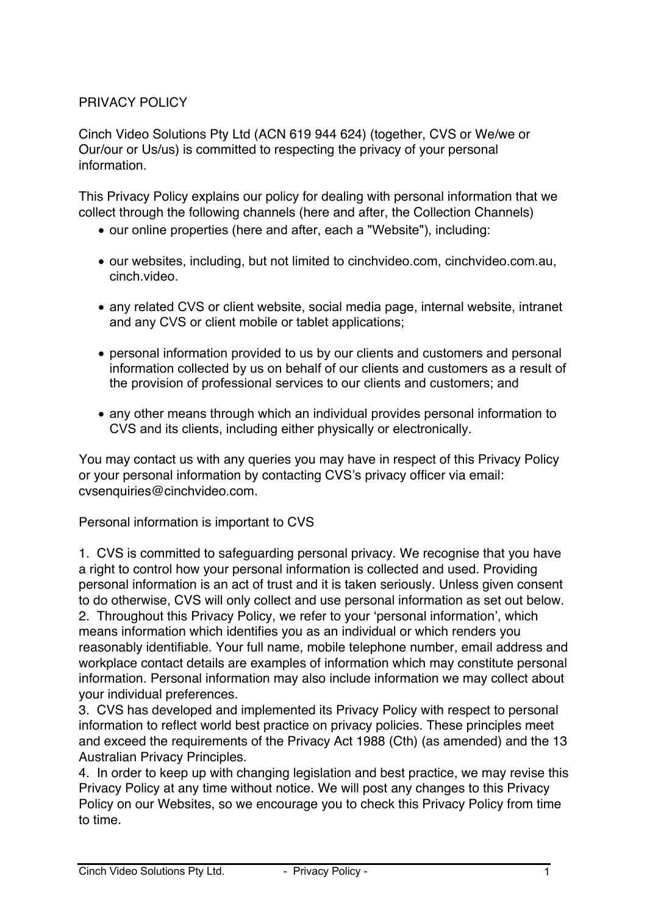# PRIVACY POLICY

Cinch Video Solutions Pty Ltd (ACN 619 944 624) (together, CVS or We/we or Our/our or Us/us) is committed to respecting the privacy of your personal information.

This Privacy Policy explains our policy for dealing with personal information that we collect through the following channels (here and after, the Collection Channels)

- our online properties (here and after, each a "Website"), including:
- our websites, including, but not limited to cinchvideo.com, cinchvideo.com.au, cinch.video.
- any related CVS or client website, social media page, internal website, intranet and any CVS or client mobile or tablet applications;
- personal information provided to us by our clients and customers and personal information collected by us on behalf of our clients and customers as a result of the provision of professional services to our clients and customers; and
- any other means through which an individual provides personal information to CVS and its clients, including either physically or electronically.

You may contact us with any queries you may have in respect of this Privacy Policy or your personal information by contacting CVS's privacy officer via email: cvsenquiries@cinchvideo.com.

## Personal information is important to CVS

1. CVS is committed to safeguarding personal privacy. We recognise that you have a right to control how your personal information is collected and used. Providing personal information is an act of trust and it is taken seriously. Unless given consent to do otherwise, CVS will only collect and use personal information as set out below.
2. Throughout this Privacy Policy, we refer to your 'personal information', which means information which identifies you as an individual or which renders you reasonably identifiable. Your full name, mobile telephone number, email address and workplace contact details are examples of information which may constitute personal information. Personal information may also include information we may collect about your individual preferences.
3. CVS has developed and implemented its Privacy Policy with respect to personal information to reflect world best practice on privacy policies. These principles meet and exceed the requirements of the Privacy Act 1988 (Cth) (as amended) and the 13 Australian Privacy Principles.
4. In order to keep up with changing legislation and best practice, we may revise this Privacy Policy at any time without notice. We will post any changes to this Privacy Policy on our Websites, so we encourage you to check this Privacy Policy from time to time.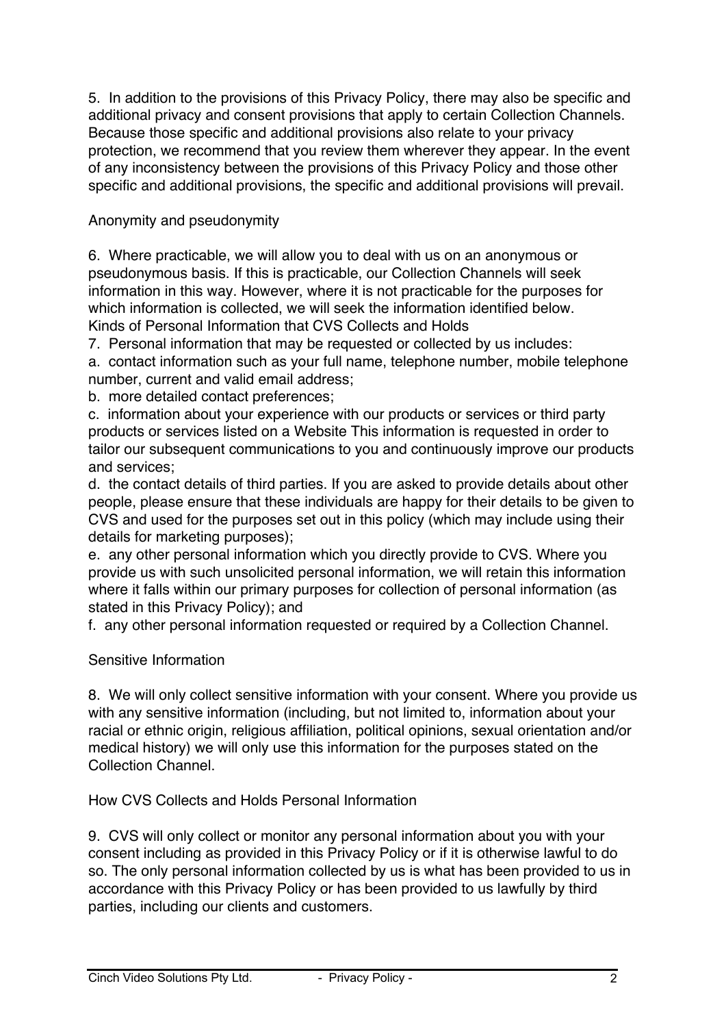5. In addition to the provisions of this Privacy Policy, there may also be specific and additional privacy and consent provisions that apply to certain Collection Channels. Because those specific and additional provisions also relate to your privacy protection, we recommend that you review them wherever they appear. In the event of any inconsistency between the provisions of this Privacy Policy and those other specific and additional provisions, the specific and additional provisions will prevail.

## Anonymity and pseudonymity

6. Where practicable, we will allow you to deal with us on an anonymous or pseudonymous basis. If this is practicable, our Collection Channels will seek information in this way. However, where it is not practicable for the purposes for which information is collected, we will seek the information identified below.

## Kinds of Personal Information that CVS Collects and Holds

7. Personal information that may be requested or collected by us includes:

a. contact information such as your full name, telephone number, mobile telephone number, current and valid email address;

b. more detailed contact preferences;

c. information about your experience with our products or services or third party products or services listed on a Website This information is requested in order to tailor our subsequent communications to you and continuously improve our products and services;

d. the contact details of third parties. If you are asked to provide details about other people, please ensure that these individuals are happy for their details to be given to CVS and used for the purposes set out in this policy (which may include using their details for marketing purposes);

e. any other personal information which you directly provide to CVS. Where you provide us with such unsolicited personal information, we will retain this information where it falls within our primary purposes for collection of personal information (as stated in this Privacy Policy); and

f. any other personal information requested or required by a Collection Channel.

## Sensitive Information

8. We will only collect sensitive information with your consent. Where you provide us with any sensitive information (including, but not limited to, information about your racial or ethnic origin, religious affiliation, political opinions, sexual orientation and/or medical history) we will only use this information for the purposes stated on the Collection Channel.

## How CVS Collects and Holds Personal Information

9. CVS will only collect or monitor any personal information about you with your consent including as provided in this Privacy Policy or if it is otherwise lawful to do so. The only personal information collected by us is what has been provided to us in accordance with this Privacy Policy or has been provided to us lawfully by third parties, including our clients and customers.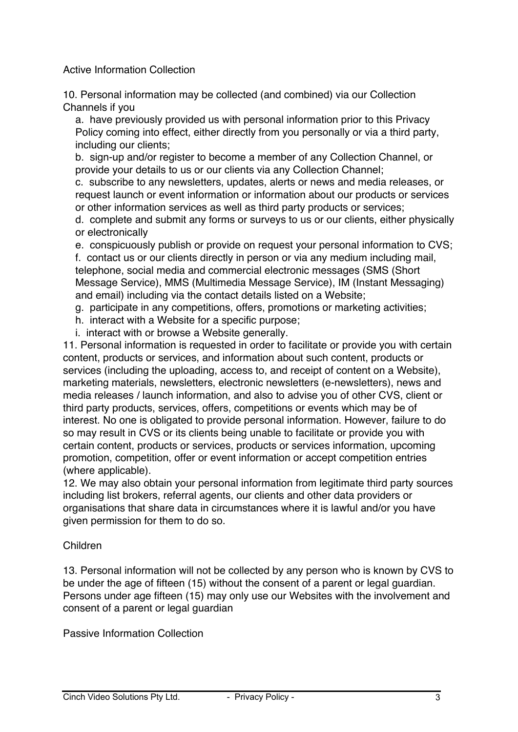## Active Information Collection

10. Personal information may be collected (and combined) via our Collection Channels if you

   a. have previously provided us with personal information prior to this Privacy Policy coming into effect, either directly from you personally or via a third party, including our clients;

   b. sign-up and/or register to become a member of any Collection Channel, or provide your details to us or our clients via any Collection Channel;

   c. subscribe to any newsletters, updates, alerts or news and media releases, or request launch or event information or information about our products or services or other information services as well as third party products or services;

   d. complete and submit any forms or surveys to us or our clients, either physically or electronically

   e. conspicuously publish or provide on request your personal information to CVS;

   f. contact us or our clients directly in person or via any medium including mail, telephone, social media and commercial electronic messages (SMS (Short Message Service), MMS (Multimedia Message Service), IM (Instant Messaging) and email) including via the contact details listed on a Website;

   g. participate in any competitions, offers, promotions or marketing activities;

   h. interact with a Website for a specific purpose;

   i. interact with or browse a Website generally.

11. Personal information is requested in order to facilitate or provide you with certain content, products or services, and information about such content, products or services (including the uploading, access to, and receipt of content on a Website), marketing materials, newsletters, electronic newsletters (e-newsletters), news and media releases / launch information, and also to advise you of other CVS, client or third party products, services, offers, competitions or events which may be of interest. No one is obligated to provide personal information. However, failure to do so may result in CVS or its clients being unable to facilitate or provide you with certain content, products or services, products or services information, upcoming promotion, competition, offer or event information or accept competition entries (where applicable).

12. We may also obtain your personal information from legitimate third party sources including list brokers, referral agents, our clients and other data providers or organisations that share data in circumstances where it is lawful and/or you have given permission for them to do so.

## Children

13. Personal information will not be collected by any person who is known by CVS to be under the age of fifteen (15) without the consent of a parent or legal guardian. Persons under age fifteen (15) may only use our Websites with the involvement and consent of a parent or legal guardian

## Passive Information Collection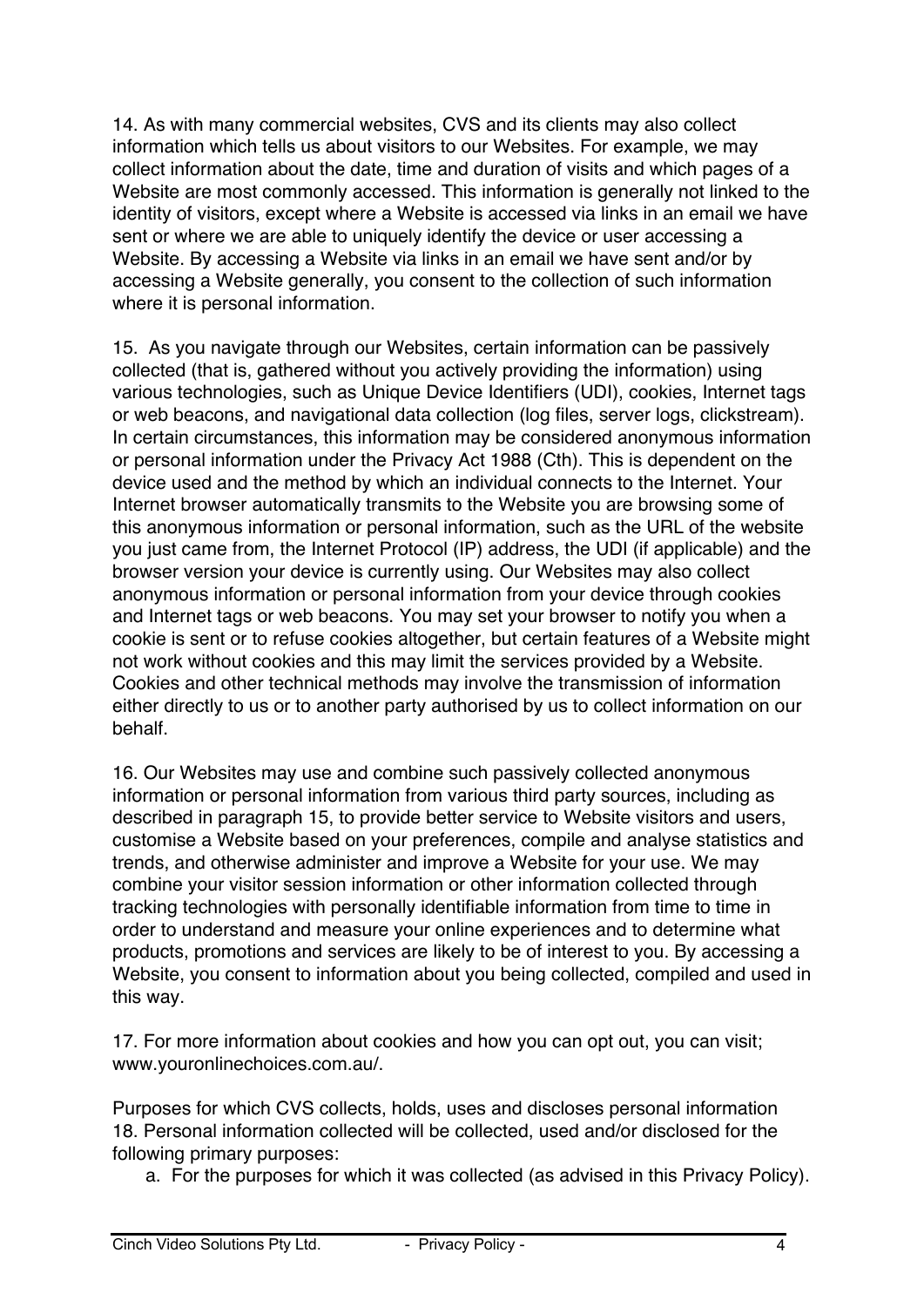14. As with many commercial websites, CVS and its clients may also collect information which tells us about visitors to our Websites. For example, we may collect information about the date, time and duration of visits and which pages of a Website are most commonly accessed. This information is generally not linked to the identity of visitors, except where a Website is accessed via links in an email we have sent or where we are able to uniquely identify the device or user accessing a Website. By accessing a Website via links in an email we have sent and/or by accessing a Website generally, you consent to the collection of such information where it is personal information.

15. As you navigate through our Websites, certain information can be passively collected (that is, gathered without you actively providing the information) using various technologies, such as Unique Device Identifiers (UDI), cookies, Internet tags or web beacons, and navigational data collection (log files, server logs, clickstream). In certain circumstances, this information may be considered anonymous information or personal information under the Privacy Act 1988 (Cth). This is dependent on the device used and the method by which an individual connects to the Internet. Your Internet browser automatically transmits to the Website you are browsing some of this anonymous information or personal information, such as the URL of the website you just came from, the Internet Protocol (IP) address, the UDI (if applicable) and the browser version your device is currently using. Our Websites may also collect anonymous information or personal information from your device through cookies and Internet tags or web beacons. You may set your browser to notify you when a cookie is sent or to refuse cookies altogether, but certain features of a Website might not work without cookies and this may limit the services provided by a Website. Cookies and other technical methods may involve the transmission of information either directly to us or to another party authorised by us to collect information on our behalf.

16. Our Websites may use and combine such passively collected anonymous information or personal information from various third party sources, including as described in paragraph 15, to provide better service to Website visitors and users, customise a Website based on your preferences, compile and analyse statistics and trends, and otherwise administer and improve a Website for your use. We may combine your visitor session information or other information collected through tracking technologies with personally identifiable information from time to time in order to understand and measure your online experiences and to determine what products, promotions and services are likely to be of interest to you. By accessing a Website, you consent to information about you being collected, compiled and used in this way.

17. For more information about cookies and how you can opt out, you can visit; www.youronlinechoices.com.au/.

Purposes for which CVS collects, holds, uses and discloses personal information

18. Personal information collected will be collected, used and/or disclosed for the following primary purposes:

a. For the purposes for which it was collected (as advised in this Privacy Policy).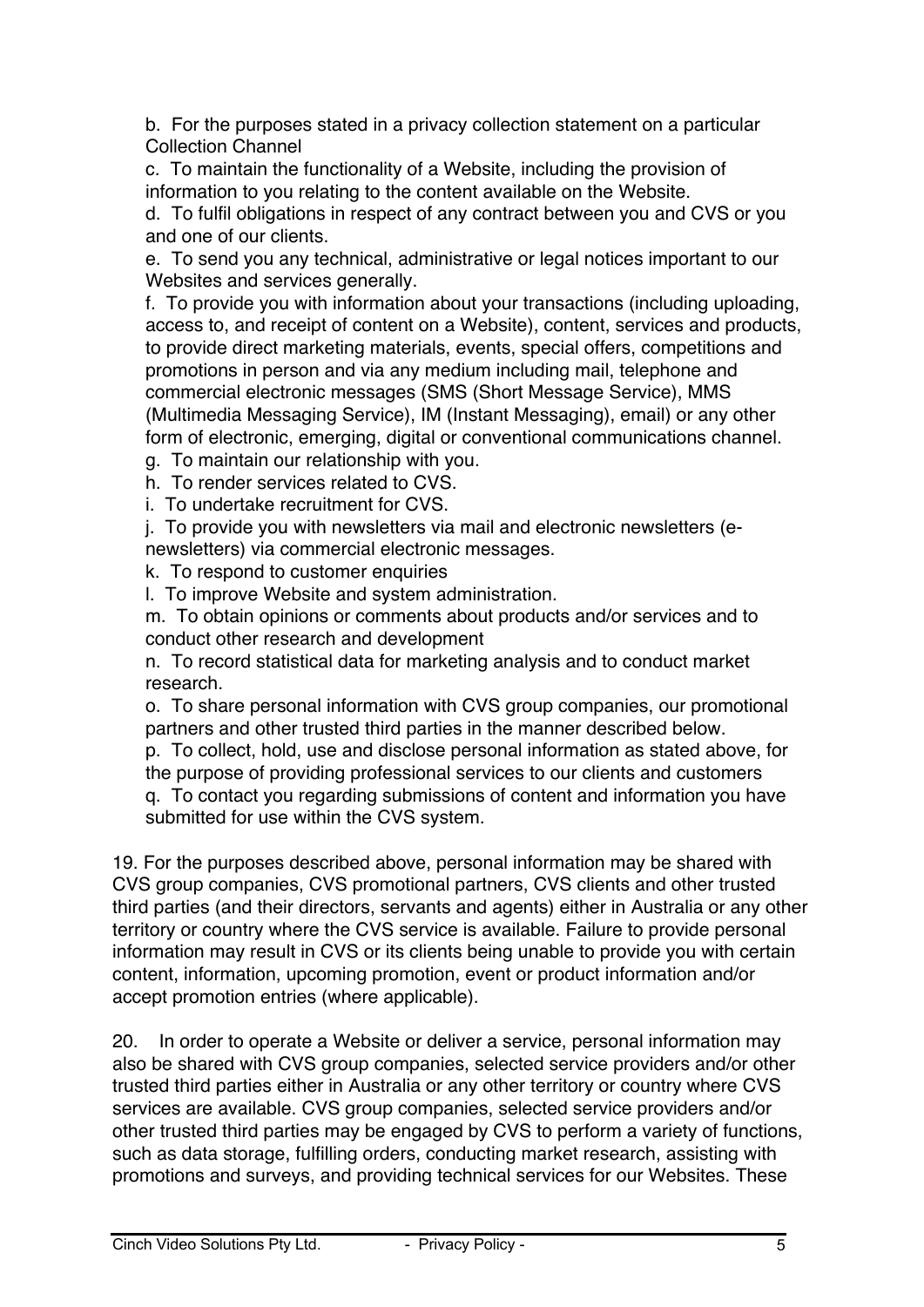b. For the purposes stated in a privacy collection statement on a particular Collection Channel

c. To maintain the functionality of a Website, including the provision of information to you relating to the content available on the Website.

d. To fulfil obligations in respect of any contract between you and CVS or you and one of our clients.

e. To send you any technical, administrative or legal notices important to our Websites and services generally.

f. To provide you with information about your transactions (including uploading, access to, and receipt of content on a Website), content, services and products, to provide direct marketing materials, events, special offers, competitions and promotions in person and via any medium including mail, telephone and commercial electronic messages (SMS (Short Message Service), MMS (Multimedia Messaging Service), IM (Instant Messaging), email) or any other form of electronic, emerging, digital or conventional communications channel.

g. To maintain our relationship with you.

h. To render services related to CVS.

i. To undertake recruitment for CVS.

j. To provide you with newsletters via mail and electronic newsletters (e-newsletters) via commercial electronic messages.

k. To respond to customer enquiries

l. To improve Website and system administration.

m. To obtain opinions or comments about products and/or services and to conduct other research and development

n. To record statistical data for marketing analysis and to conduct market research.

o. To share personal information with CVS group companies, our promotional partners and other trusted third parties in the manner described below.

p. To collect, hold, use and disclose personal information as stated above, for the purpose of providing professional services to our clients and customers

q. To contact you regarding submissions of content and information you have submitted for use within the CVS system.

19. For the purposes described above, personal information may be shared with CVS group companies, CVS promotional partners, CVS clients and other trusted third parties (and their directors, servants and agents) either in Australia or any other territory or country where the CVS service is available. Failure to provide personal information may result in CVS or its clients being unable to provide you with certain content, information, upcoming promotion, event or product information and/or accept promotion entries (where applicable).

20. In order to operate a Website or deliver a service, personal information may also be shared with CVS group companies, selected service providers and/or other trusted third parties either in Australia or any other territory or country where CVS services are available. CVS group companies, selected service providers and/or other trusted third parties may be engaged by CVS to perform a variety of functions, such as data storage, fulfilling orders, conducting market research, assisting with promotions and surveys, and providing technical services for our Websites. These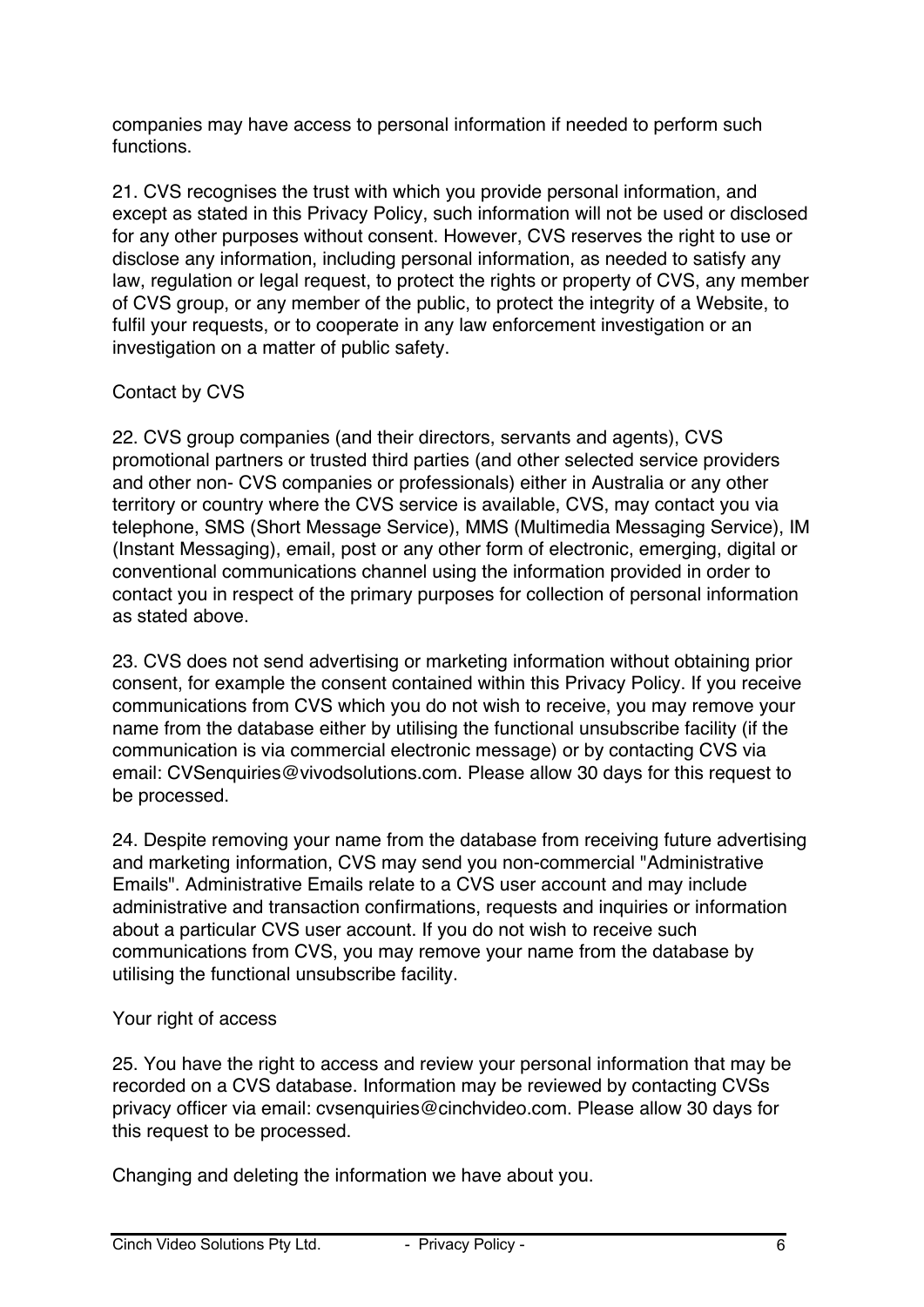companies may have access to personal information if needed to perform such functions.

21. CVS recognises the trust with which you provide personal information, and except as stated in this Privacy Policy, such information will not be used or disclosed for any other purposes without consent. However, CVS reserves the right to use or disclose any information, including personal information, as needed to satisfy any law, regulation or legal request, to protect the rights or property of CVS, any member of CVS group, or any member of the public, to protect the integrity of a Website, to fulfil your requests, or to cooperate in any law enforcement investigation or an investigation on a matter of public safety.

Contact by CVS

22. CVS group companies (and their directors, servants and agents), CVS promotional partners or trusted third parties (and other selected service providers and other non- CVS companies or professionals) either in Australia or any other territory or country where the CVS service is available, CVS, may contact you via telephone, SMS (Short Message Service), MMS (Multimedia Messaging Service), IM (Instant Messaging), email, post or any other form of electronic, emerging, digital or conventional communications channel using the information provided in order to contact you in respect of the primary purposes for collection of personal information as stated above.

23. CVS does not send advertising or marketing information without obtaining prior consent, for example the consent contained within this Privacy Policy. If you receive communications from CVS which you do not wish to receive, you may remove your name from the database either by utilising the functional unsubscribe facility (if the communication is via commercial electronic message) or by contacting CVS via email: CVSenquiries@vivodsolutions.com. Please allow 30 days for this request to be processed.

24. Despite removing your name from the database from receiving future advertising and marketing information, CVS may send you non-commercial "Administrative Emails". Administrative Emails relate to a CVS user account and may include administrative and transaction confirmations, requests and inquiries or information about a particular CVS user account. If you do not wish to receive such communications from CVS, you may remove your name from the database by utilising the functional unsubscribe facility.

Your right of access

25. You have the right to access and review your personal information that may be recorded on a CVS database. Information may be reviewed by contacting CVSs privacy officer via email: cvsenquiries@cinchvideo.com. Please allow 30 days for this request to be processed.

Changing and deleting the information we have about you.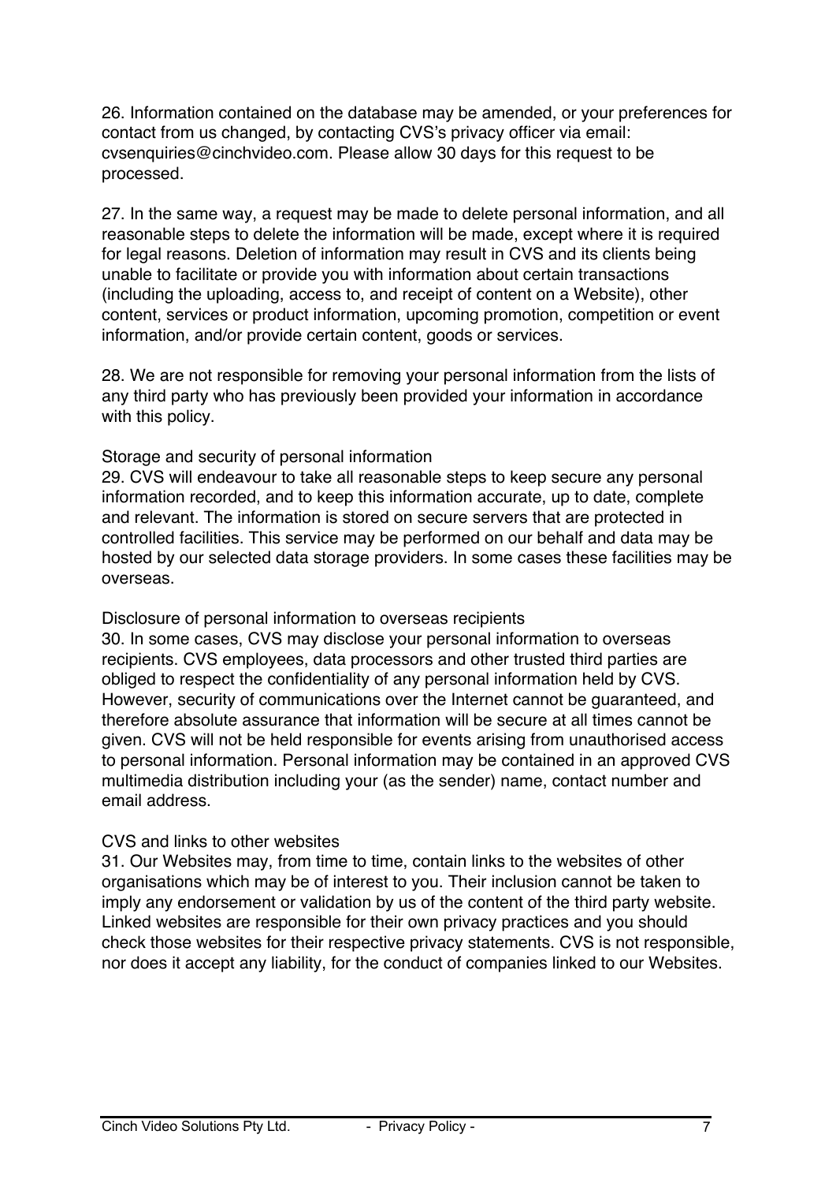26. Information contained on the database may be amended, or your preferences for contact from us changed, by contacting CVS's privacy officer via email: cvsenquiries@cinchvideo.com. Please allow 30 days for this request to be processed.

27. In the same way, a request may be made to delete personal information, and all reasonable steps to delete the information will be made, except where it is required for legal reasons. Deletion of information may result in CVS and its clients being unable to facilitate or provide you with information about certain transactions (including the uploading, access to, and receipt of content on a Website), other content, services or product information, upcoming promotion, competition or event information, and/or provide certain content, goods or services.

28. We are not responsible for removing your personal information from the lists of any third party who has previously been provided your information in accordance with this policy.

## Storage and security of personal information

29. CVS will endeavour to take all reasonable steps to keep secure any personal information recorded, and to keep this information accurate, up to date, complete and relevant. The information is stored on secure servers that are protected in controlled facilities. This service may be performed on our behalf and data may be hosted by our selected data storage providers. In some cases these facilities may be overseas.

## Disclosure of personal information to overseas recipients

30. In some cases, CVS may disclose your personal information to overseas recipients. CVS employees, data processors and other trusted third parties are obliged to respect the confidentiality of any personal information held by CVS. However, security of communications over the Internet cannot be guaranteed, and therefore absolute assurance that information will be secure at all times cannot be given. CVS will not be held responsible for events arising from unauthorised access to personal information. Personal information may be contained in an approved CVS multimedia distribution including your (as the sender) name, contact number and email address.

## CVS and links to other websites

31. Our Websites may, from time to time, contain links to the websites of other organisations which may be of interest to you. Their inclusion cannot be taken to imply any endorsement or validation by us of the content of the third party website. Linked websites are responsible for their own privacy practices and you should check those websites for their respective privacy statements. CVS is not responsible, nor does it accept any liability, for the conduct of companies linked to our Websites.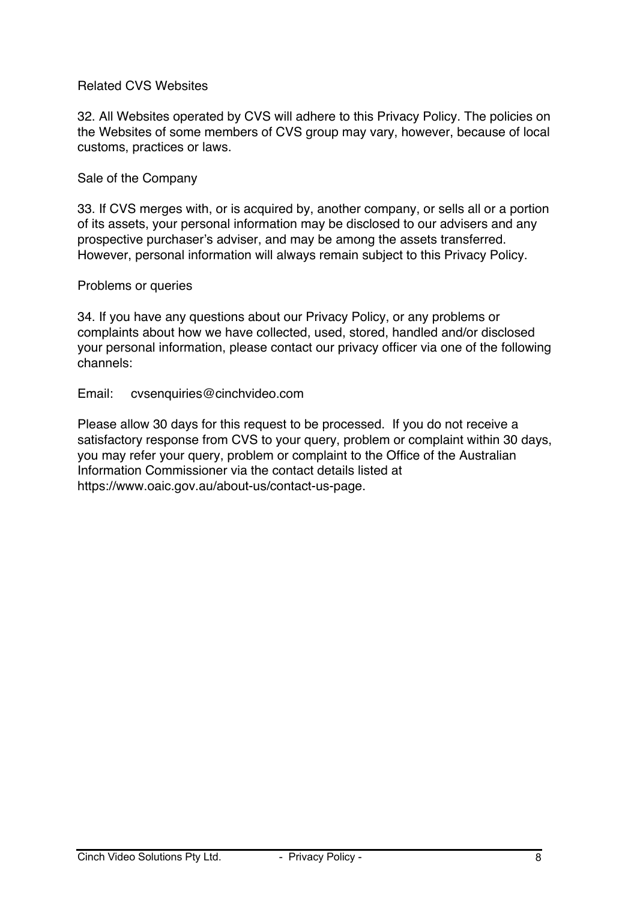## Related CVS Websites

32. All Websites operated by CVS will adhere to this Privacy Policy. The policies on the Websites of some members of CVS group may vary, however, because of local customs, practices or laws.

## Sale of the Company

33. If CVS merges with, or is acquired by, another company, or sells all or a portion of its assets, your personal information may be disclosed to our advisers and any prospective purchaser's adviser, and may be among the assets transferred. However, personal information will always remain subject to this Privacy Policy.

## Problems or queries

34. If you have any questions about our Privacy Policy, or any problems or complaints about how we have collected, used, stored, handled and/or disclosed your personal information, please contact our privacy officer via one of the following channels:

Email: cvsenquiries@cinchvideo.com

Please allow 30 days for this request to be processed. If you do not receive a satisfactory response from CVS to your query, problem or complaint within 30 days, you may refer your query, problem or complaint to the Office of the Australian Information Commissioner via the contact details listed at https://www.oaic.gov.au/about-us/contact-us-page.